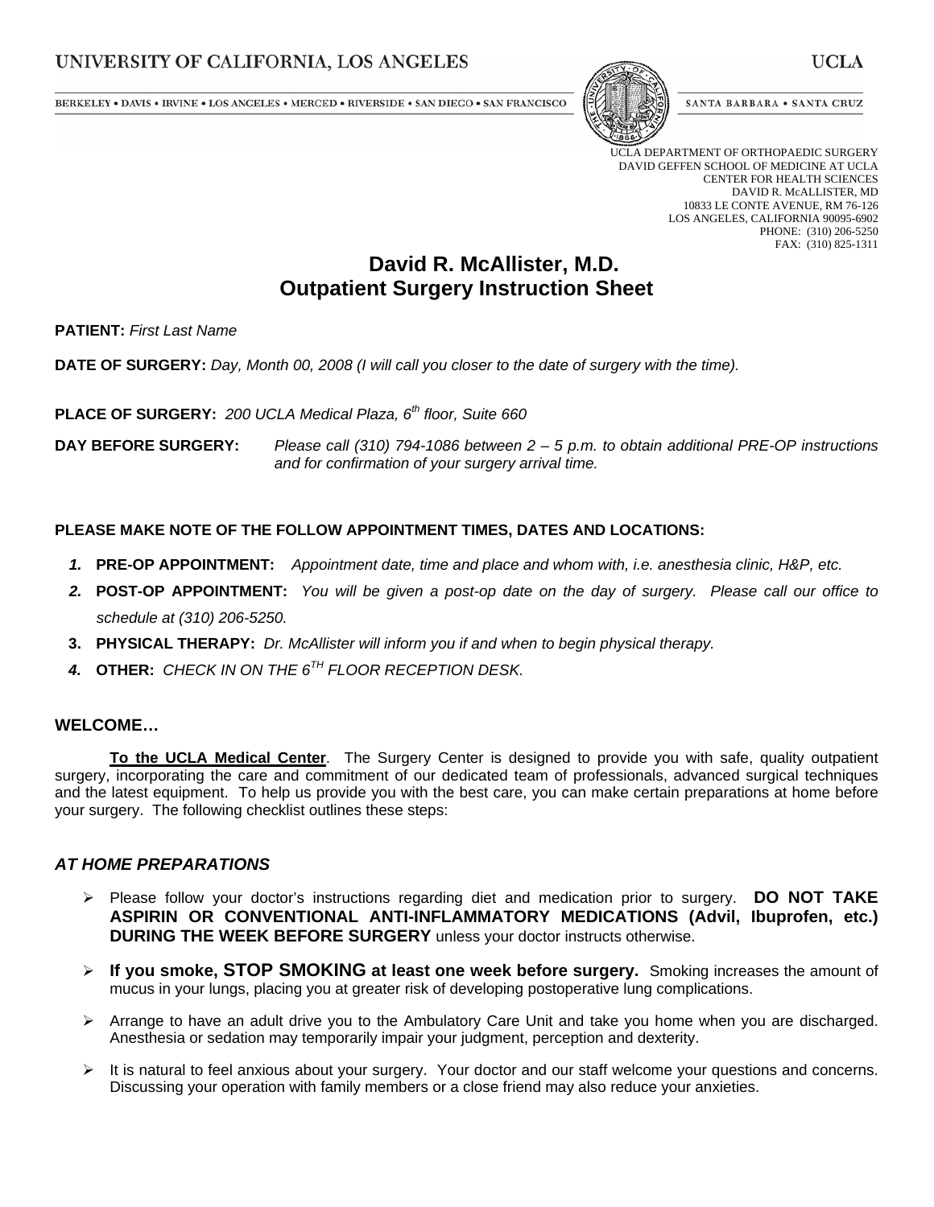UNIVERSITY OF CALIFORNIA, LOS ANGELES — UCLA

BERKELEY • DAVIS • IRVINE • LOS ANGELES • MERCED • RIVERSIDE • SAN DIEGO • SAN FRANCISCO — SANTA BARBARA • SANTA CRUZ

UCLA DEPARTMENT OF ORTHOPAEDIC SURGERY
DAVID GEFFEN SCHOOL OF MEDICINE AT UCLA
CENTER FOR HEALTH SCIENCES
DAVID R. McALLISTER, MD
10833 LE CONTE AVENUE, RM 76-126
LOS ANGELES, CALIFORNIA 90095-6902
PHONE: (310) 206-5250
FAX: (310) 825-1311

# David R. McAllister, M.D.
# Outpatient Surgery Instruction Sheet

**PATIENT:** *First Last Name*

**DATE OF SURGERY:** *Day, Month 00, 2008 (I will call you closer to the date of surgery with the time).*

**PLACE OF SURGERY:** *200 UCLA Medical Plaza, 6th floor, Suite 660*

**DAY BEFORE SURGERY:** *Please call (310) 794-1086 between 2 – 5 p.m. to obtain additional PRE-OP instructions and for confirmation of your surgery arrival time.*

**PLEASE MAKE NOTE OF THE FOLLOW APPOINTMENT TIMES, DATES AND LOCATIONS:**

1. **PRE-OP APPOINTMENT:** *Appointment date, time and place and whom with, i.e. anesthesia clinic, H&P, etc.*
2. **POST-OP APPOINTMENT:** *You will be given a post-op date on the day of surgery. Please call our office to schedule at (310) 206-5250.*
3. **PHYSICAL THERAPY:** *Dr. McAllister will inform you if and when to begin physical therapy.*
4. **OTHER:** *CHECK IN ON THE 6TH FLOOR RECEPTION DESK.*

## WELCOME…

**To the UCLA Medical Center**. The Surgery Center is designed to provide you with safe, quality outpatient surgery, incorporating the care and commitment of our dedicated team of professionals, advanced surgical techniques and the latest equipment. To help us provide you with the best care, you can make certain preparations at home before your surgery. The following checklist outlines these steps:

### *AT HOME PREPARATIONS*

- Please follow your doctor's instructions regarding diet and medication prior to surgery. **DO NOT TAKE ASPIRIN OR CONVENTIONAL ANTI-INFLAMMATORY MEDICATIONS (Advil, Ibuprofen, etc.) DURING THE WEEK BEFORE SURGERY** unless your doctor instructs otherwise.
- **If you smoke, STOP SMOKING at least one week before surgery.** Smoking increases the amount of mucus in your lungs, placing you at greater risk of developing postoperative lung complications.
- Arrange to have an adult drive you to the Ambulatory Care Unit and take you home when you are discharged. Anesthesia or sedation may temporarily impair your judgment, perception and dexterity.
- It is natural to feel anxious about your surgery. Your doctor and our staff welcome your questions and concerns. Discussing your operation with family members or a close friend may also reduce your anxieties.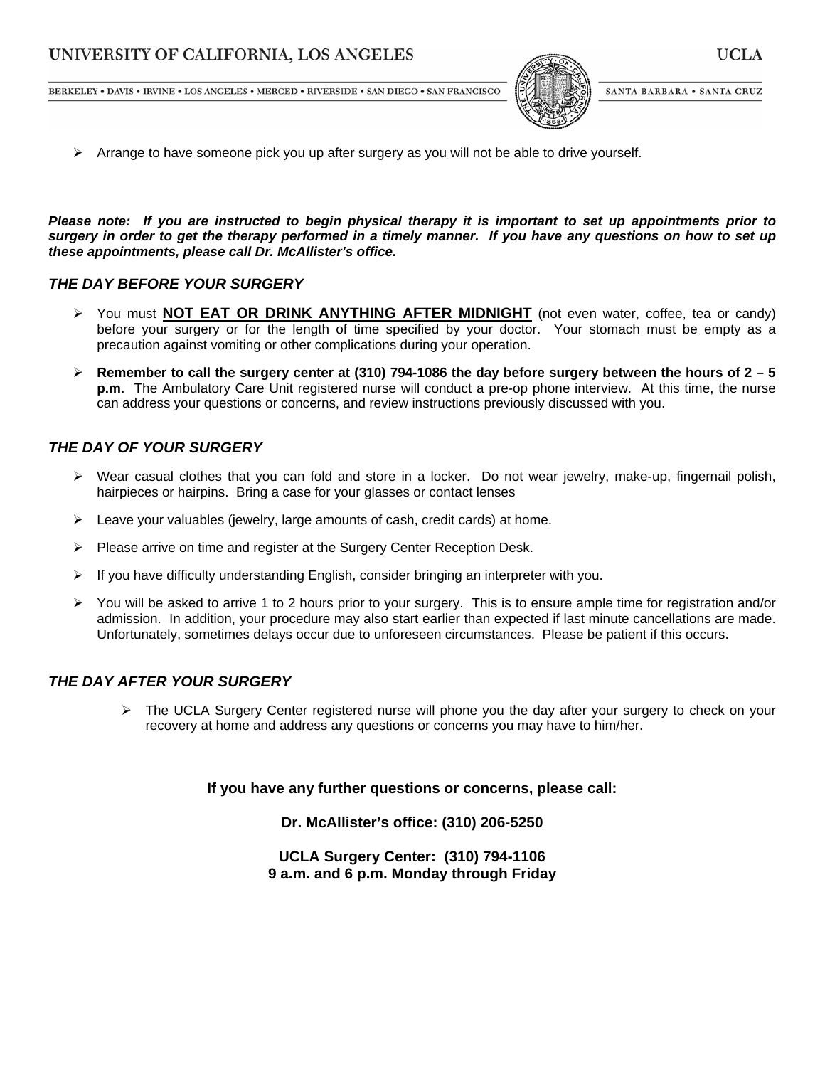- Arrange to have someone pick you up after surgery as you will not be able to drive yourself.

***Please note: If you are instructed to begin physical therapy it is important to set up appointments prior to surgery in order to get the therapy performed in a timely manner. If you have any questions on how to set up these appointments, please call Dr. McAllister's office.***

### *THE DAY BEFORE YOUR SURGERY*

- You must **NOT EAT OR DRINK ANYTHING AFTER MIDNIGHT** (not even water, coffee, tea or candy) before your surgery or for the length of time specified by your doctor. Your stomach must be empty as a precaution against vomiting or other complications during your operation.
- **Remember to call the surgery center at (310) 794-1086 the day before surgery between the hours of 2 – 5 p.m.** The Ambulatory Care Unit registered nurse will conduct a pre-op phone interview. At this time, the nurse can address your questions or concerns, and review instructions previously discussed with you.

### *THE DAY OF YOUR SURGERY*

- Wear casual clothes that you can fold and store in a locker. Do not wear jewelry, make-up, fingernail polish, hairpieces or hairpins. Bring a case for your glasses or contact lenses
- Leave your valuables (jewelry, large amounts of cash, credit cards) at home.
- Please arrive on time and register at the Surgery Center Reception Desk.
- If you have difficulty understanding English, consider bringing an interpreter with you.
- You will be asked to arrive 1 to 2 hours prior to your surgery. This is to ensure ample time for registration and/or admission. In addition, your procedure may also start earlier than expected if last minute cancellations are made. Unfortunately, sometimes delays occur due to unforeseen circumstances. Please be patient if this occurs.

### *THE DAY AFTER YOUR SURGERY*

- The UCLA Surgery Center registered nurse will phone you the day after your surgery to check on your recovery at home and address any questions or concerns you may have to him/her.

**If you have any further questions or concerns, please call:**

**Dr. McAllister's office: (310) 206-5250**

**UCLA Surgery Center: (310) 794-1106**
**9 a.m. and 6 p.m. Monday through Friday**